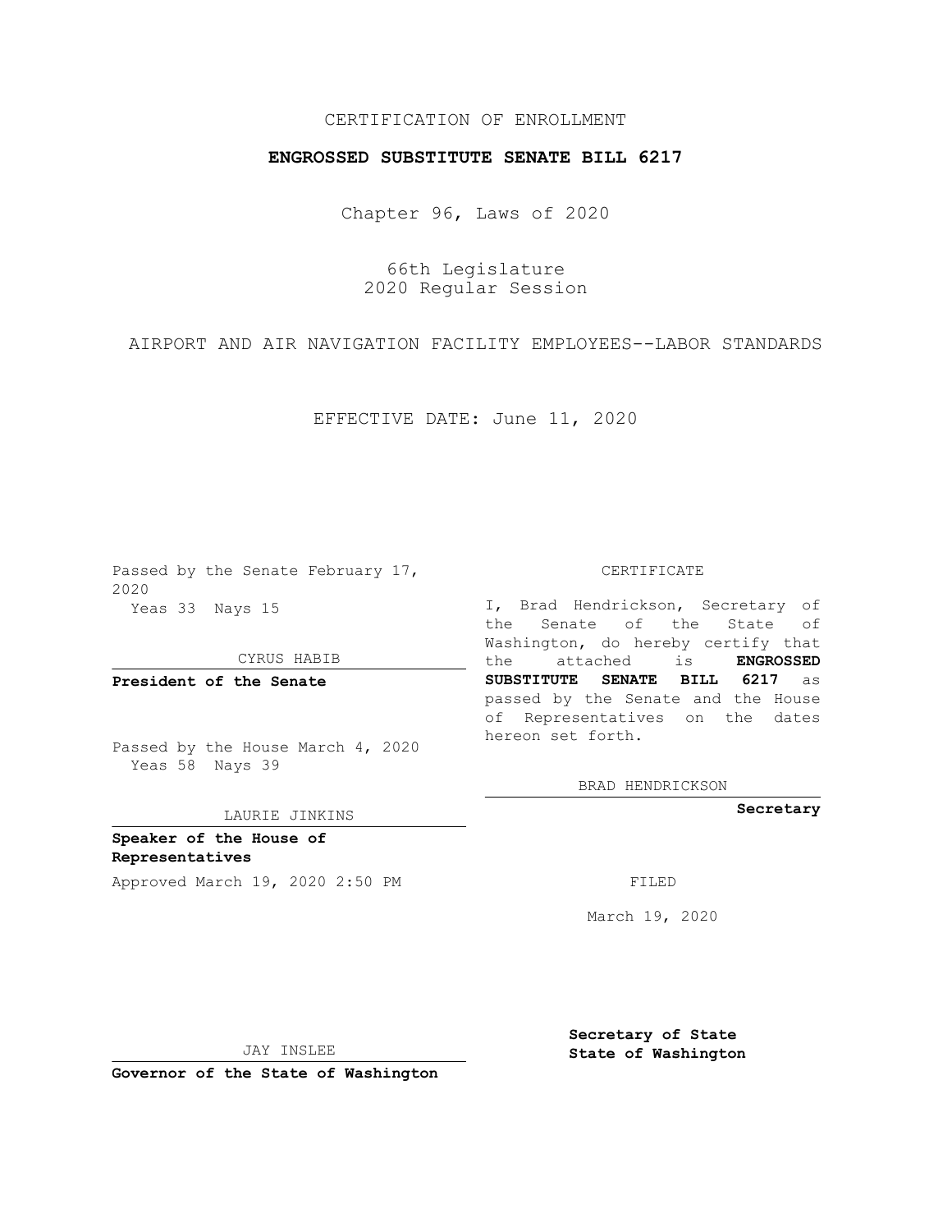CERTIFICATION OF ENROLLMENT

**ENGROSSED SUBSTITUTE SENATE BILL 6217**

Chapter 96, Laws of 2020

66th Legislature
2020 Regular Session

AIRPORT AND AIR NAVIGATION FACILITY EMPLOYEES--LABOR STANDARDS

EFFECTIVE DATE: June 11, 2020

Passed by the Senate February 17, 2020
Yeas 33 Nays 15

CYRUS HABIB

**President of the Senate**

Passed by the House March 4, 2020
Yeas 58 Nays 39

LAURIE JINKINS

**Speaker of the House of Representatives**

Approved March 19, 2020 2:50 PM

JAY INSLEE

**Governor of the State of Washington**

CERTIFICATE

I, Brad Hendrickson, Secretary of the Senate of the State of Washington, do hereby certify that the attached is **ENGROSSED SUBSTITUTE SENATE BILL 6217** as passed by the Senate and the House of Representatives on the dates hereon set forth.

BRAD HENDRICKSON

**Secretary**

FILED

March 19, 2020

**Secretary of State**
**State of Washington**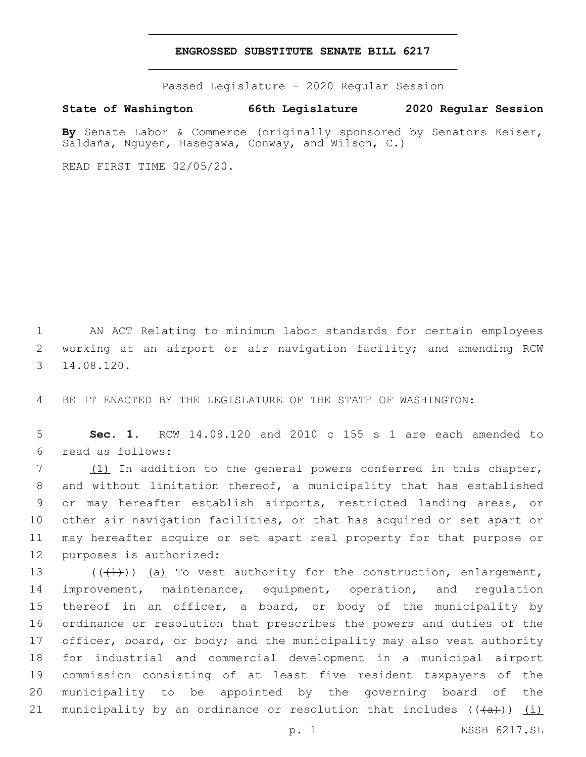**ENGROSSED SUBSTITUTE SENATE BILL 6217**

Passed Legislature - 2020 Regular Session

**State of Washington 66th Legislature 2020 Regular Session**

**By** Senate Labor & Commerce (originally sponsored by Senators Keiser, Saldaña, Nguyen, Hasegawa, Conway, and Wilson, C.)

READ FIRST TIME 02/05/20.

1 AN ACT Relating to minimum labor standards for certain employees 2 working at an airport or air navigation facility; and amending RCW 3 14.08.120.

4 BE IT ENACTED BY THE LEGISLATURE OF THE STATE OF WASHINGTON:

5 **Sec. 1.** RCW 14.08.120 and 2010 c 155 s 1 are each amended to 6 read as follows:

7 (1) In addition to the general powers conferred in this chapter, 8 and without limitation thereof, a municipality that has established 9 or may hereafter establish airports, restricted landing areas, or 10 other air navigation facilities, or that has acquired or set apart or 11 may hereafter acquire or set apart real property for that purpose or 12 purposes is authorized:

13 ((~~(1)~~)) (a) To vest authority for the construction, enlargement, 14 improvement, maintenance, equipment, operation, and regulation 15 thereof in an officer, a board, or body of the municipality by 16 ordinance or resolution that prescribes the powers and duties of the 17 officer, board, or body; and the municipality may also vest authority 18 for industrial and commercial development in a municipal airport 19 commission consisting of at least five resident taxpayers of the 20 municipality to be appointed by the governing board of the 21 municipality by an ordinance or resolution that includes ((~~(a)~~)) (i)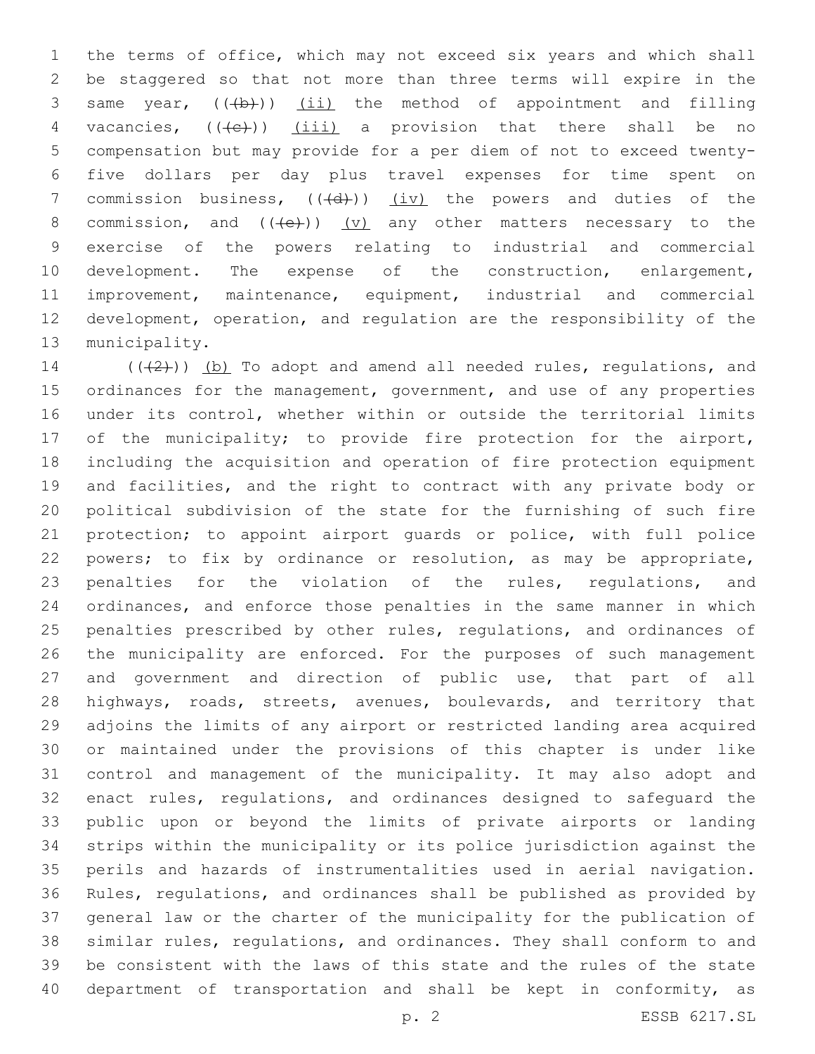the terms of office, which may not exceed six years and which shall be staggered so that not more than three terms will expire in the same year, (((b))) (ii) the method of appointment and filling vacancies, (((c))) (iii) a provision that there shall be no compensation but may provide for a per diem of not to exceed twenty-five dollars per day plus travel expenses for time spent on commission business, (((d))) (iv) the powers and duties of the commission, and (((e))) (v) any other matters necessary to the exercise of the powers relating to industrial and commercial development. The expense of the construction, enlargement, improvement, maintenance, equipment, industrial and commercial development, operation, and regulation are the responsibility of the municipality.

(((2))) (b) To adopt and amend all needed rules, regulations, and ordinances for the management, government, and use of any properties under its control, whether within or outside the territorial limits of the municipality; to provide fire protection for the airport, including the acquisition and operation of fire protection equipment and facilities, and the right to contract with any private body or political subdivision of the state for the furnishing of such fire protection; to appoint airport guards or police, with full police powers; to fix by ordinance or resolution, as may be appropriate, penalties for the violation of the rules, regulations, and ordinances, and enforce those penalties in the same manner in which penalties prescribed by other rules, regulations, and ordinances of the municipality are enforced. For the purposes of such management and government and direction of public use, that part of all highways, roads, streets, avenues, boulevards, and territory that adjoins the limits of any airport or restricted landing area acquired or maintained under the provisions of this chapter is under like control and management of the municipality. It may also adopt and enact rules, regulations, and ordinances designed to safeguard the public upon or beyond the limits of private airports or landing strips within the municipality or its police jurisdiction against the perils and hazards of instrumentalities used in aerial navigation. Rules, regulations, and ordinances shall be published as provided by general law or the charter of the municipality for the publication of similar rules, regulations, and ordinances. They shall conform to and be consistent with the laws of this state and the rules of the state department of transportation and shall be kept in conformity, as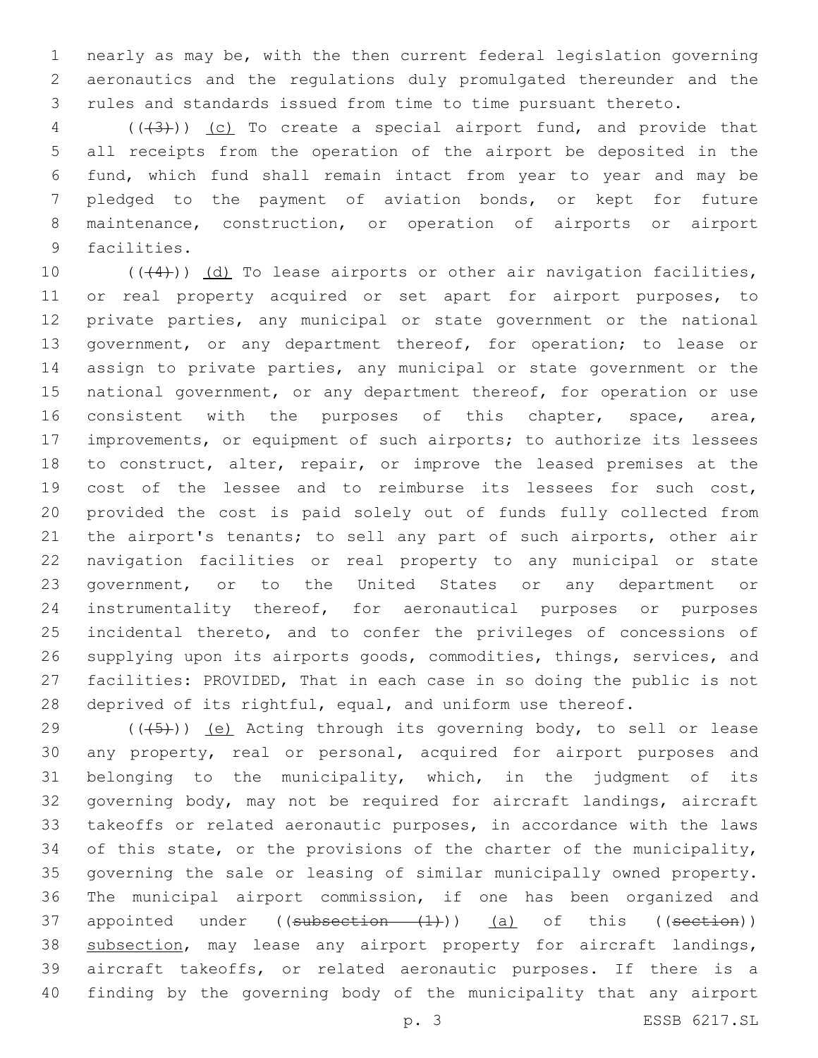nearly as may be, with the then current federal legislation governing aeronautics and the regulations duly promulgated thereunder and the rules and standards issued from time to time pursuant thereto.

~~((3))~~ (c) To create a special airport fund, and provide that all receipts from the operation of the airport be deposited in the fund, which fund shall remain intact from year to year and may be pledged to the payment of aviation bonds, or kept for future maintenance, construction, or operation of airports or airport facilities.

~~((4))~~ (d) To lease airports or other air navigation facilities, or real property acquired or set apart for airport purposes, to private parties, any municipal or state government or the national government, or any department thereof, for operation; to lease or assign to private parties, any municipal or state government or the national government, or any department thereof, for operation or use consistent with the purposes of this chapter, space, area, improvements, or equipment of such airports; to authorize its lessees to construct, alter, repair, or improve the leased premises at the cost of the lessee and to reimburse its lessees for such cost, provided the cost is paid solely out of funds fully collected from the airport's tenants; to sell any part of such airports, other air navigation facilities or real property to any municipal or state government, or to the United States or any department or instrumentality thereof, for aeronautical purposes or purposes incidental thereto, and to confer the privileges of concessions of supplying upon its airports goods, commodities, things, services, and facilities: PROVIDED, That in each case in so doing the public is not deprived of its rightful, equal, and uniform use thereof.

~~((5))~~ (e) Acting through its governing body, to sell or lease any property, real or personal, acquired for airport purposes and belonging to the municipality, which, in the judgment of its governing body, may not be required for aircraft landings, aircraft takeoffs or related aeronautic purposes, in accordance with the laws of this state, or the provisions of the charter of the municipality, governing the sale or leasing of similar municipally owned property. The municipal airport commission, if one has been organized and appointed under ~~((subsection (1)))~~ (a) of this ~~((section))~~ subsection, may lease any airport property for aircraft landings, aircraft takeoffs, or related aeronautic purposes. If there is a finding by the governing body of the municipality that any airport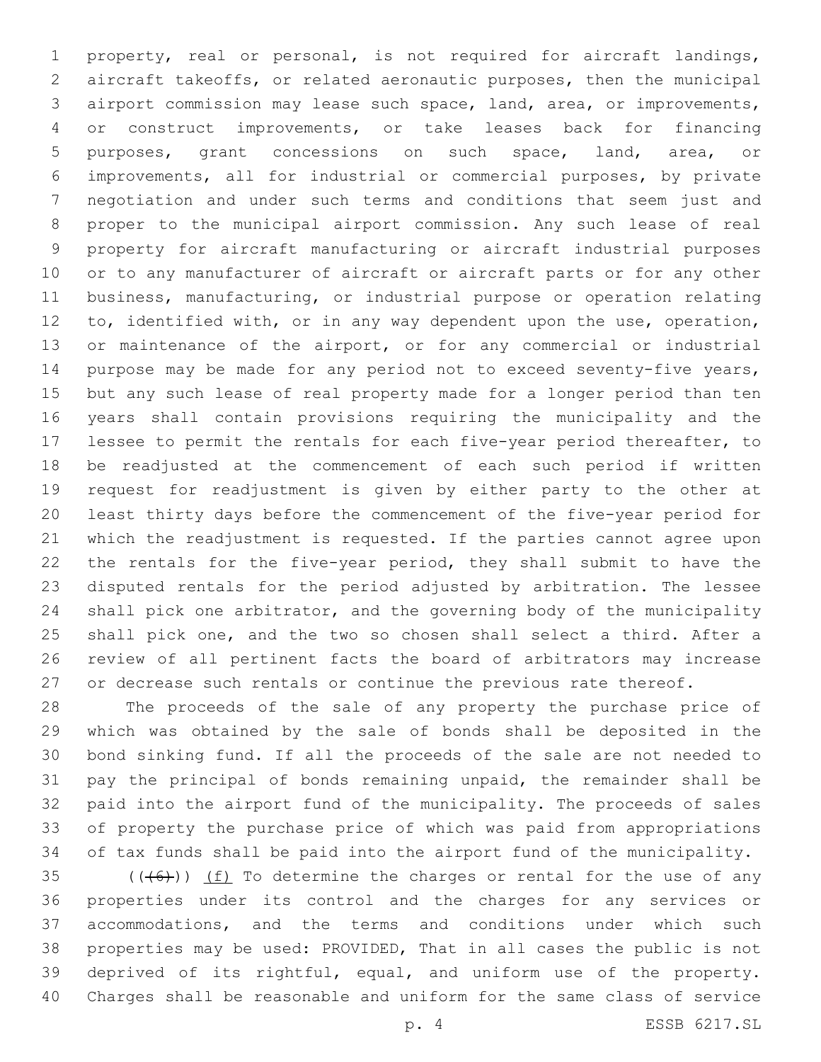property, real or personal, is not required for aircraft landings, aircraft takeoffs, or related aeronautic purposes, then the municipal airport commission may lease such space, land, area, or improvements, or construct improvements, or take leases back for financing purposes, grant concessions on such space, land, area, or improvements, all for industrial or commercial purposes, by private negotiation and under such terms and conditions that seem just and proper to the municipal airport commission. Any such lease of real property for aircraft manufacturing or aircraft industrial purposes or to any manufacturer of aircraft or aircraft parts or for any other business, manufacturing, or industrial purpose or operation relating to, identified with, or in any way dependent upon the use, operation, or maintenance of the airport, or for any commercial or industrial purpose may be made for any period not to exceed seventy-five years, but any such lease of real property made for a longer period than ten years shall contain provisions requiring the municipality and the lessee to permit the rentals for each five-year period thereafter, to be readjusted at the commencement of each such period if written request for readjustment is given by either party to the other at least thirty days before the commencement of the five-year period for which the readjustment is requested. If the parties cannot agree upon the rentals for the five-year period, they shall submit to have the disputed rentals for the period adjusted by arbitration. The lessee shall pick one arbitrator, and the governing body of the municipality shall pick one, and the two so chosen shall select a third. After a review of all pertinent facts the board of arbitrators may increase or decrease such rentals or continue the previous rate thereof.

The proceeds of the sale of any property the purchase price of which was obtained by the sale of bonds shall be deposited in the bond sinking fund. If all the proceeds of the sale are not needed to pay the principal of bonds remaining unpaid, the remainder shall be paid into the airport fund of the municipality. The proceeds of sales of property the purchase price of which was paid from appropriations of tax funds shall be paid into the airport fund of the municipality.

~~((6))~~ (f) To determine the charges or rental for the use of any properties under its control and the charges for any services or accommodations, and the terms and conditions under which such properties may be used: PROVIDED, That in all cases the public is not deprived of its rightful, equal, and uniform use of the property. Charges shall be reasonable and uniform for the same class of service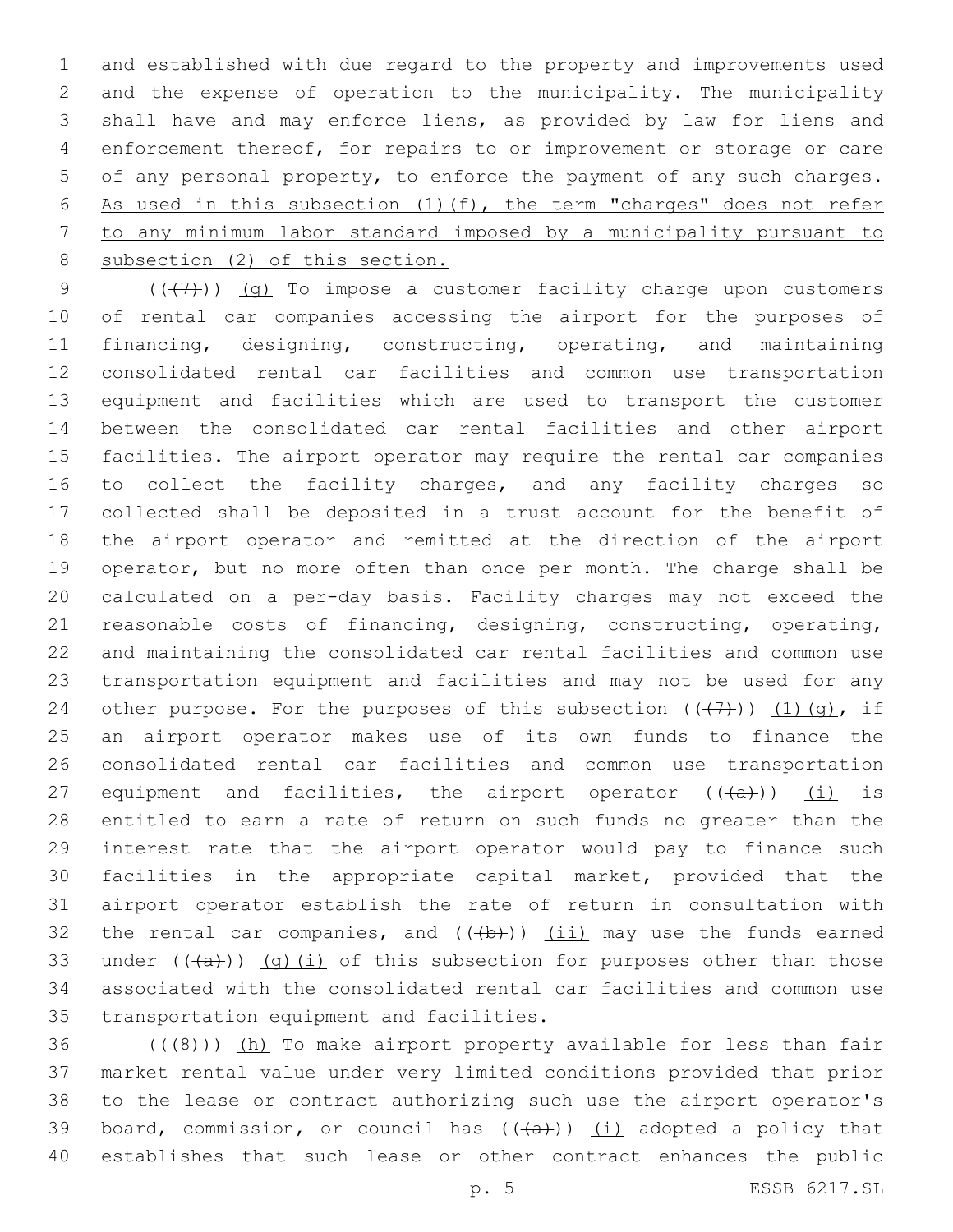and established with due regard to the property and improvements used and the expense of operation to the municipality. The municipality shall have and may enforce liens, as provided by law for liens and enforcement thereof, for repairs to or improvement or storage or care of any personal property, to enforce the payment of any such charges. <u>As used in this subsection (1)(f), the term "charges" does not refer to any minimum labor standard imposed by a municipality pursuant to subsection (2) of this section.</u>

(~~(7)~~) <u>(g)</u> To impose a customer facility charge upon customers of rental car companies accessing the airport for the purposes of financing, designing, constructing, operating, and maintaining consolidated rental car facilities and common use transportation equipment and facilities which are used to transport the customer between the consolidated car rental facilities and other airport facilities. The airport operator may require the rental car companies to collect the facility charges, and any facility charges so collected shall be deposited in a trust account for the benefit of the airport operator and remitted at the direction of the airport operator, but no more often than once per month. The charge shall be calculated on a per-day basis. Facility charges may not exceed the reasonable costs of financing, designing, constructing, operating, and maintaining the consolidated car rental facilities and common use transportation equipment and facilities and may not be used for any other purpose. For the purposes of this subsection (~~(7)~~) <u>(1)(g)</u>, if an airport operator makes use of its own funds to finance the consolidated rental car facilities and common use transportation equipment and facilities, the airport operator (~~(a)~~) <u>(i)</u> is entitled to earn a rate of return on such funds no greater than the interest rate that the airport operator would pay to finance such facilities in the appropriate capital market, provided that the airport operator establish the rate of return in consultation with the rental car companies, and (~~(b)~~) <u>(ii)</u> may use the funds earned under (~~(a)~~) <u>(g)(i)</u> of this subsection for purposes other than those associated with the consolidated rental car facilities and common use transportation equipment and facilities.

(~~(8)~~) <u>(h)</u> To make airport property available for less than fair market rental value under very limited conditions provided that prior to the lease or contract authorizing such use the airport operator's board, commission, or council has (~~(a)~~) <u>(i)</u> adopted a policy that establishes that such lease or other contract enhances the public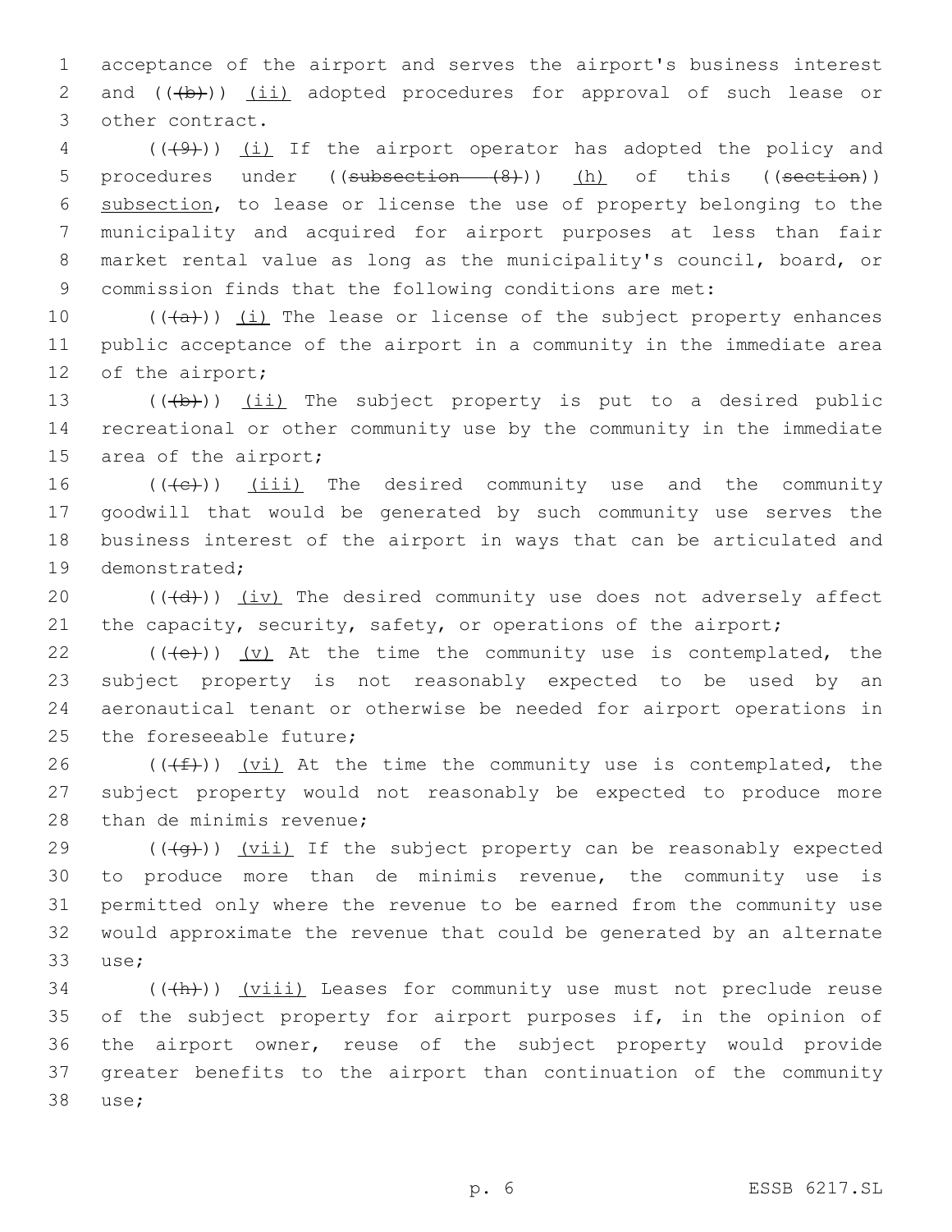acceptance of the airport and serves the airport's business interest and ((~~(b)~~)) <u>(ii)</u> adopted procedures for approval of such lease or other contract.

((~~(9)~~)) <u>(i)</u> If the airport operator has adopted the policy and procedures under ((~~subsection (8)~~)) <u>(h)</u> of this ((~~section~~)) <u>subsection</u>, to lease or license the use of property belonging to the municipality and acquired for airport purposes at less than fair market rental value as long as the municipality's council, board, or commission finds that the following conditions are met:

((~~(a)~~)) <u>(i)</u> The lease or license of the subject property enhances public acceptance of the airport in a community in the immediate area of the airport;

((~~(b)~~)) <u>(ii)</u> The subject property is put to a desired public recreational or other community use by the community in the immediate area of the airport;

((~~(c)~~)) <u>(iii)</u> The desired community use and the community goodwill that would be generated by such community use serves the business interest of the airport in ways that can be articulated and demonstrated;

((~~(d)~~)) <u>(iv)</u> The desired community use does not adversely affect the capacity, security, safety, or operations of the airport;

((~~(e)~~)) <u>(v)</u> At the time the community use is contemplated, the subject property is not reasonably expected to be used by an aeronautical tenant or otherwise be needed for airport operations in the foreseeable future;

((~~(f)~~)) <u>(vi)</u> At the time the community use is contemplated, the subject property would not reasonably be expected to produce more than de minimis revenue;

((~~(g)~~)) <u>(vii)</u> If the subject property can be reasonably expected to produce more than de minimis revenue, the community use is permitted only where the revenue to be earned from the community use would approximate the revenue that could be generated by an alternate use;

((~~(h)~~)) <u>(viii)</u> Leases for community use must not preclude reuse of the subject property for airport purposes if, in the opinion of the airport owner, reuse of the subject property would provide greater benefits to the airport than continuation of the community use;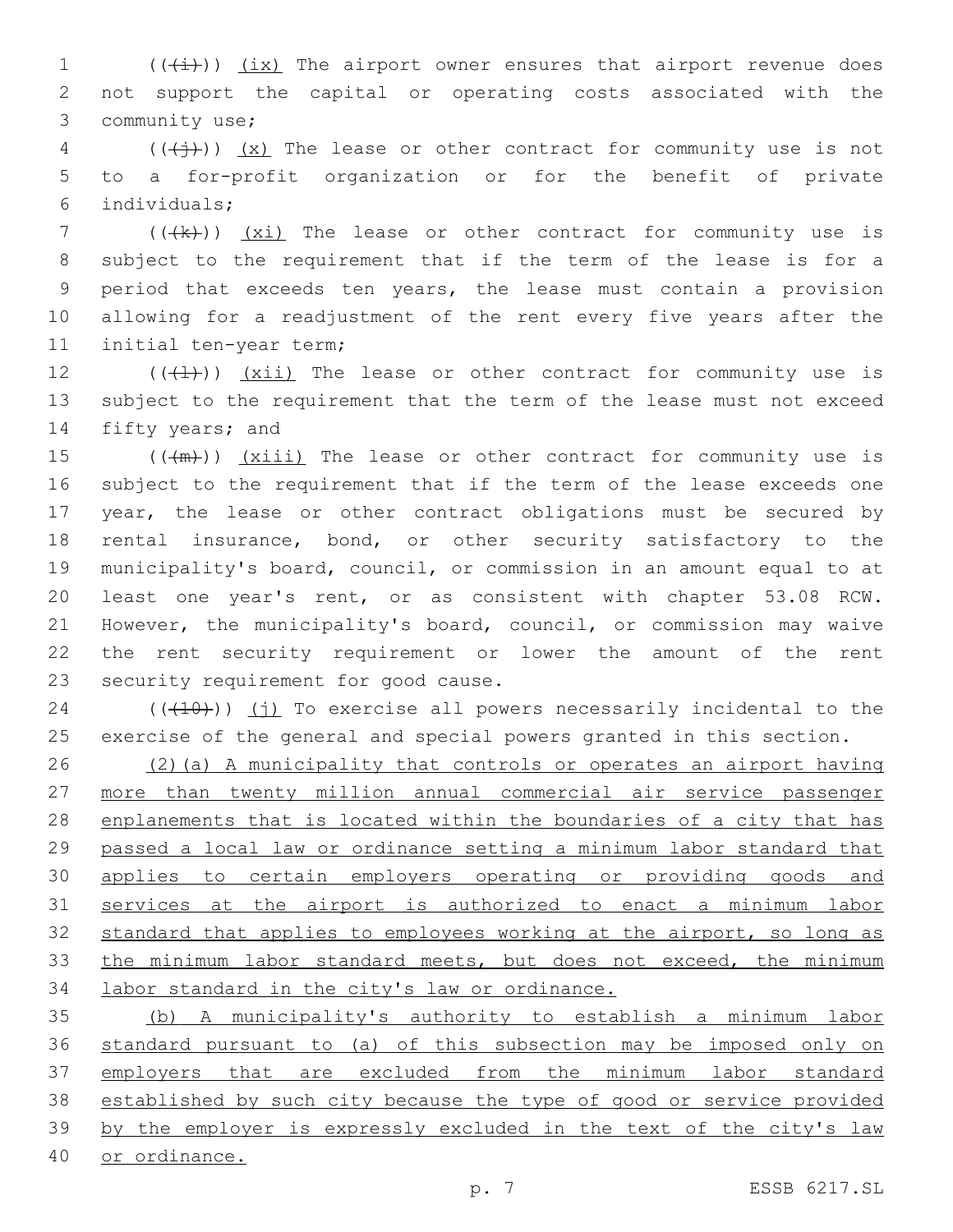(((i))) (ix) The airport owner ensures that airport revenue does not support the capital or operating costs associated with the community use;

(((j))) (x) The lease or other contract for community use is not to a for-profit organization or for the benefit of private individuals;

(((k))) (xi) The lease or other contract for community use is subject to the requirement that if the term of the lease is for a period that exceeds ten years, the lease must contain a provision allowing for a readjustment of the rent every five years after the initial ten-year term;

(((l))) (xii) The lease or other contract for community use is subject to the requirement that the term of the lease must not exceed fifty years; and

(((m))) (xiii) The lease or other contract for community use is subject to the requirement that if the term of the lease exceeds one year, the lease or other contract obligations must be secured by rental insurance, bond, or other security satisfactory to the municipality's board, council, or commission in an amount equal to at least one year's rent, or as consistent with chapter 53.08 RCW. However, the municipality's board, council, or commission may waive the rent security requirement or lower the amount of the rent security requirement for good cause.

(((10))) (j) To exercise all powers necessarily incidental to the exercise of the general and special powers granted in this section.

(2)(a) A municipality that controls or operates an airport having more than twenty million annual commercial air service passenger enplanements that is located within the boundaries of a city that has passed a local law or ordinance setting a minimum labor standard that applies to certain employers operating or providing goods and services at the airport is authorized to enact a minimum labor standard that applies to employees working at the airport, so long as the minimum labor standard meets, but does not exceed, the minimum labor standard in the city's law or ordinance.

(b) A municipality's authority to establish a minimum labor standard pursuant to (a) of this subsection may be imposed only on employers that are excluded from the minimum labor standard established by such city because the type of good or service provided by the employer is expressly excluded in the text of the city's law or ordinance.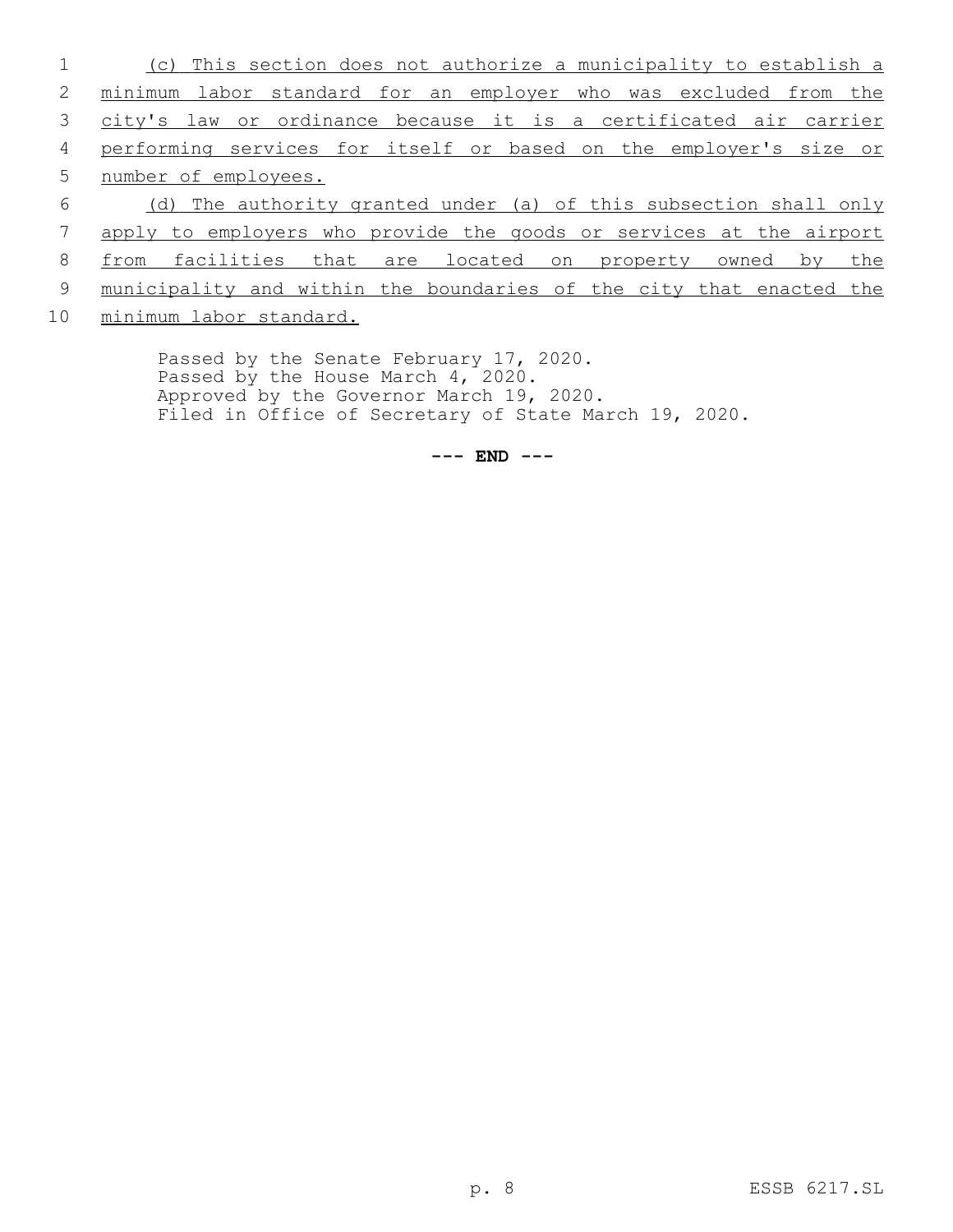(c) This section does not authorize a municipality to establish a minimum labor standard for an employer who was excluded from the city's law or ordinance because it is a certificated air carrier performing services for itself or based on the employer's size or number of employees.

(d) The authority granted under (a) of this subsection shall only apply to employers who provide the goods or services at the airport from facilities that are located on property owned by the municipality and within the boundaries of the city that enacted the minimum labor standard.

Passed by the Senate February 17, 2020.
Passed by the House March 4, 2020.
Approved by the Governor March 19, 2020.
Filed in Office of Secretary of State March 19, 2020.

**--- END ---**